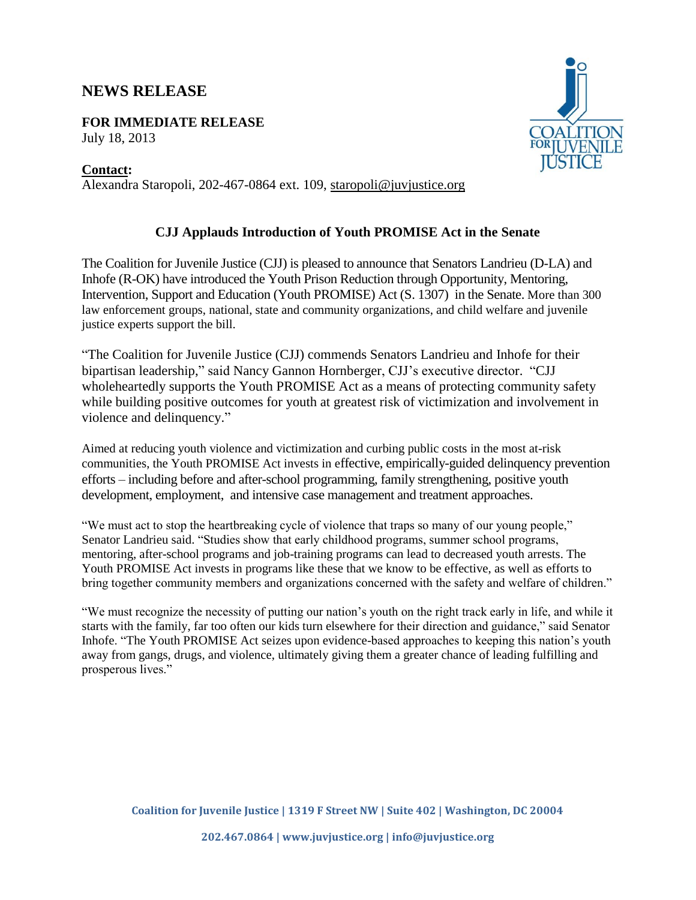# NEWS RELEASE

**FOR IMMEDIATE RELEASE**
July 18, 2013

**Contact:**
Alexandra Staropoli, 202-467-0864 ext. 109, staropoli@juvjustice.org

## CJJ Applauds Introduction of Youth PROMISE Act in the Senate

The Coalition for Juvenile Justice (CJJ) is pleased to announce that Senators Landrieu (D-LA) and Inhofe (R-OK) have introduced the Youth Prison Reduction through Opportunity, Mentoring, Intervention, Support and Education (Youth PROMISE) Act (S. 1307) in the Senate. More than 300 law enforcement groups, national, state and community organizations, and child welfare and juvenile justice experts support the bill.

"The Coalition for Juvenile Justice (CJJ) commends Senators Landrieu and Inhofe for their bipartisan leadership," said Nancy Gannon Hornberger, CJJ's executive director. "CJJ wholeheartedly supports the Youth PROMISE Act as a means of protecting community safety while building positive outcomes for youth at greatest risk of victimization and involvement in violence and delinquency."

Aimed at reducing youth violence and victimization and curbing public costs in the most at-risk communities, the Youth PROMISE Act invests in effective, empirically-guided delinquency prevention efforts – including before and after-school programming, family strengthening, positive youth development, employment, and intensive case management and treatment approaches.

"We must act to stop the heartbreaking cycle of violence that traps so many of our young people," Senator Landrieu said. "Studies show that early childhood programs, summer school programs, mentoring, after-school programs and job-training programs can lead to decreased youth arrests. The Youth PROMISE Act invests in programs like these that we know to be effective, as well as efforts to bring together community members and organizations concerned with the safety and welfare of children."

"We must recognize the necessity of putting our nation's youth on the right track early in life, and while it starts with the family, far too often our kids turn elsewhere for their direction and guidance," said Senator Inhofe. "The Youth PROMISE Act seizes upon evidence-based approaches to keeping this nation's youth away from gangs, drugs, and violence, ultimately giving them a greater chance of leading fulfilling and prosperous lives."

**Coalition for Juvenile Justice | 1319 F Street NW | Suite 402 | Washington, DC 20004**

**202.467.0864 | www.juvjustice.org | info@juvjustice.org**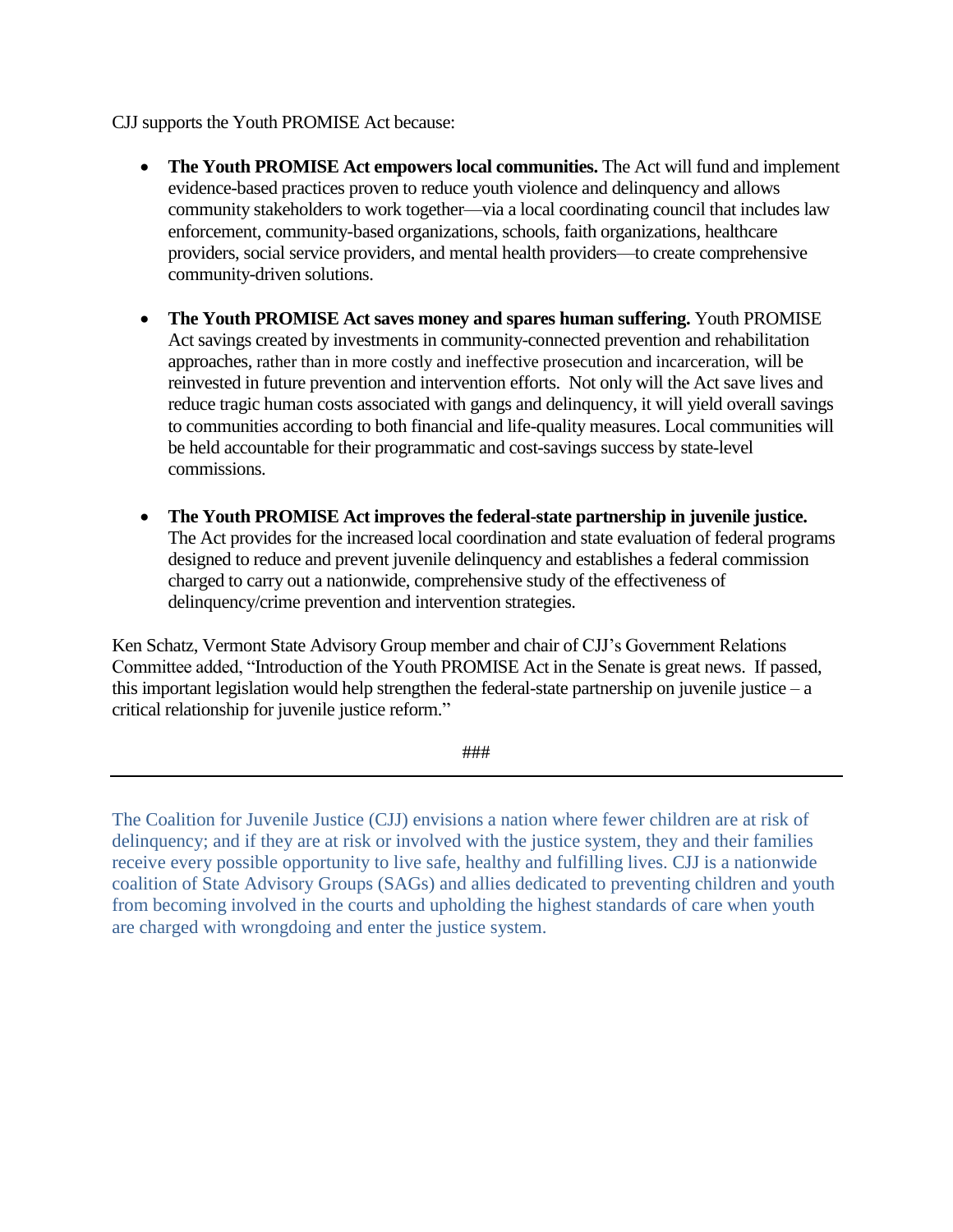CJJ supports the Youth PROMISE Act because:

- **The Youth PROMISE Act empowers local communities.** The Act will fund and implement evidence-based practices proven to reduce youth violence and delinquency and allows community stakeholders to work together—via a local coordinating council that includes law enforcement, community-based organizations, schools, faith organizations, healthcare providers, social service providers, and mental health providers—to create comprehensive community-driven solutions.

- **The Youth PROMISE Act saves money and spares human suffering.** Youth PROMISE Act savings created by investments in community-connected prevention and rehabilitation approaches, rather than in more costly and ineffective prosecution and incarceration, will be reinvested in future prevention and intervention efforts. Not only will the Act save lives and reduce tragic human costs associated with gangs and delinquency, it will yield overall savings to communities according to both financial and life-quality measures. Local communities will be held accountable for their programmatic and cost-savings success by state-level commissions.

- **The Youth PROMISE Act improves the federal-state partnership in juvenile justice.** The Act provides for the increased local coordination and state evaluation of federal programs designed to reduce and prevent juvenile delinquency and establishes a federal commission charged to carry out a nationwide, comprehensive study of the effectiveness of delinquency/crime prevention and intervention strategies.

Ken Schatz, Vermont State Advisory Group member and chair of CJJ's Government Relations Committee added, "Introduction of the Youth PROMISE Act in the Senate is great news. If passed, this important legislation would help strengthen the federal-state partnership on juvenile justice – a critical relationship for juvenile justice reform."

###

---

The Coalition for Juvenile Justice (CJJ) envisions a nation where fewer children are at risk of delinquency; and if they are at risk or involved with the justice system, they and their families receive every possible opportunity to live safe, healthy and fulfilling lives. CJJ is a nationwide coalition of State Advisory Groups (SAGs) and allies dedicated to preventing children and youth from becoming involved in the courts and upholding the highest standards of care when youth are charged with wrongdoing and enter the justice system.